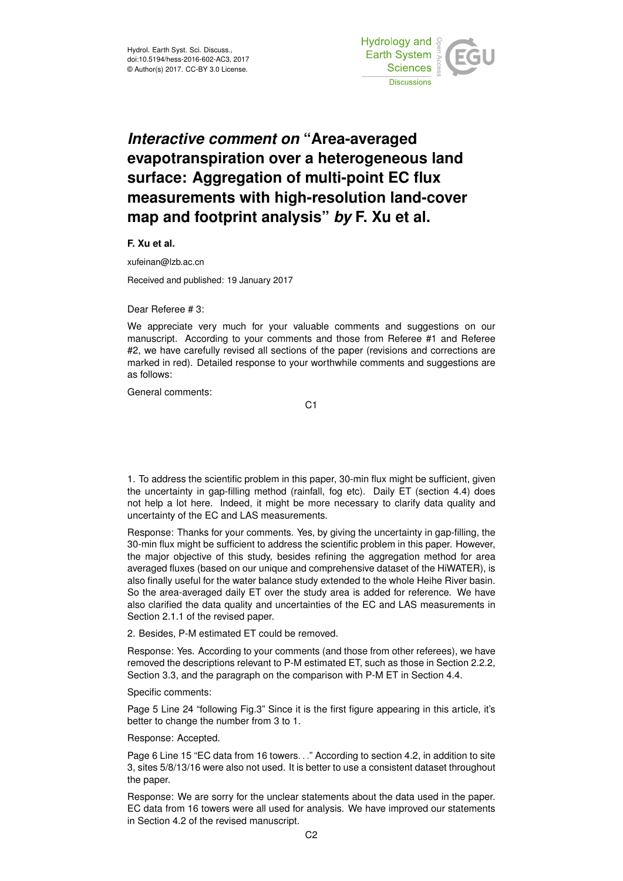Hydrol. Earth Syst. Sci. Discuss.,
doi:10.5194/hess-2016-602-AC3, 2017
© Author(s) 2017. CC-BY 3.0 License.

# *Interactive comment on* "Area-averaged evapotranspiration over a heterogeneous land surface: Aggregation of multi-point EC flux measurements with high-resolution land-cover map and footprint analysis" *by* F. Xu et al.

**F. Xu et al.**

xufeinan@lzb.ac.cn

Received and published: 19 January 2017

Dear Referee # 3:

We appreciate very much for your valuable comments and suggestions on our manuscript. According to your comments and those from Referee #1 and Referee #2, we have carefully revised all sections of the paper (revisions and corrections are marked in red). Detailed response to your worthwhile comments and suggestions are as follows:

General comments:

1. To address the scientific problem in this paper, 30-min flux might be sufficient, given the uncertainty in gap-filling method (rainfall, fog etc). Daily ET (section 4.4) does not help a lot here. Indeed, it might be more necessary to clarify data quality and uncertainty of the EC and LAS measurements.

Response: Thanks for your comments. Yes, by giving the uncertainty in gap-filling, the 30-min flux might be sufficient to address the scientific problem in this paper. However, the major objective of this study, besides refining the aggregation method for area averaged fluxes (based on our unique and comprehensive dataset of the HiWATER), is also finally useful for the water balance study extended to the whole Heihe River basin. So the area-averaged daily ET over the study area is added for reference. We have also clarified the data quality and uncertainties of the EC and LAS measurements in Section 2.1.1 of the revised paper.

2. Besides, P-M estimated ET could be removed.

Response: Yes. According to your comments (and those from other referees), we have removed the descriptions relevant to P-M estimated ET, such as those in Section 2.2.2, Section 3.3, and the paragraph on the comparison with P-M ET in Section 4.4.

Specific comments:

Page 5 Line 24 "following Fig.3" Since it is the first figure appearing in this article, it's better to change the number from 3 to 1.

Response: Accepted.

Page 6 Line 15 "EC data from 16 towers. . ." According to section 4.2, in addition to site 3, sites 5/8/13/16 were also not used. It is better to use a consistent dataset throughout the paper.

Response: We are sorry for the unclear statements about the data used in the paper. EC data from 16 towers were all used for analysis. We have improved our statements in Section 4.2 of the revised manuscript.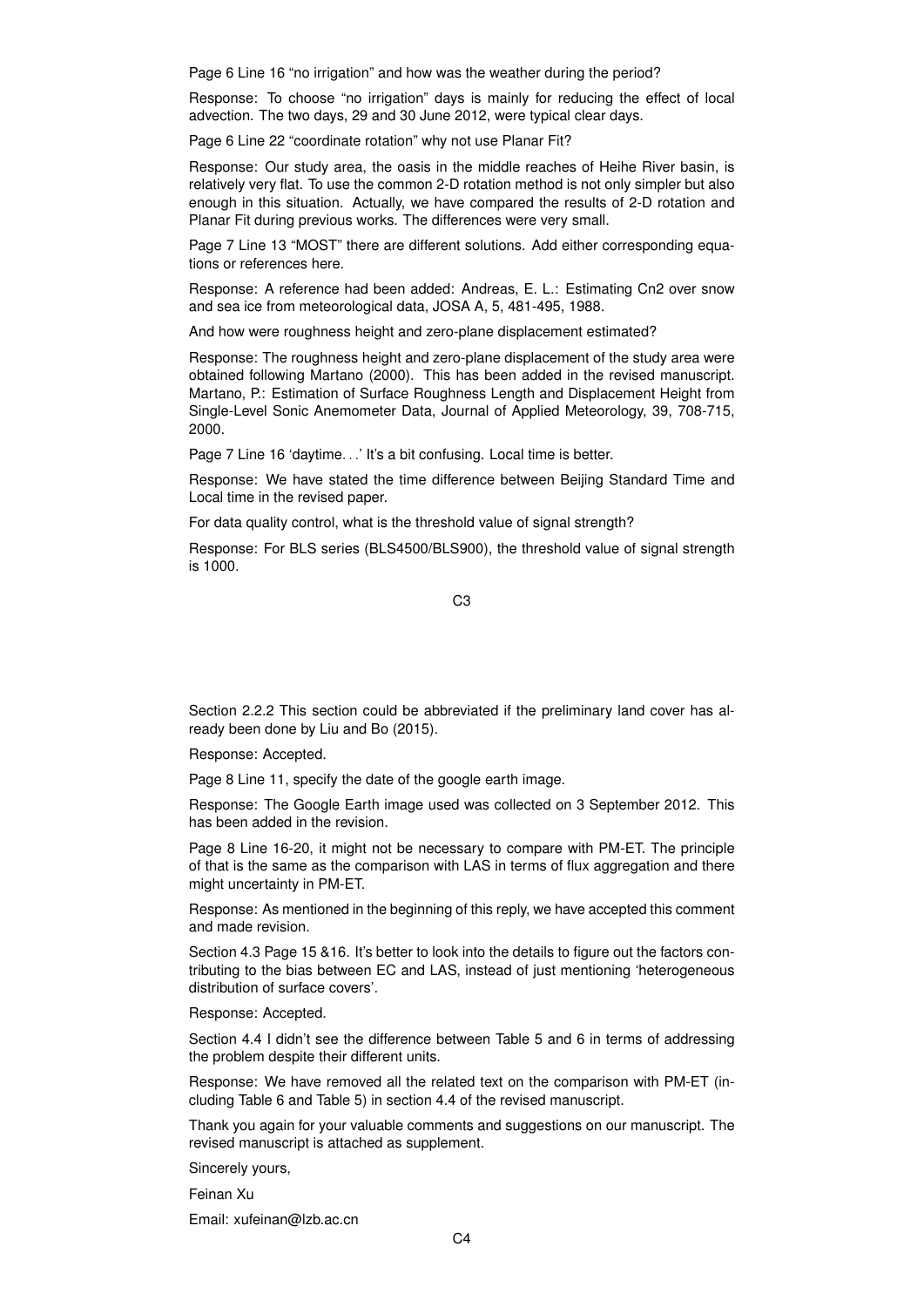Page 6 Line 16 “no irrigation” and how was the weather during the period?

Response: To choose “no irrigation” days is mainly for reducing the effect of local advection. The two days, 29 and 30 June 2012, were typical clear days.

Page 6 Line 22 “coordinate rotation” why not use Planar Fit?

Response: Our study area, the oasis in the middle reaches of Heihe River basin, is relatively very flat. To use the common 2-D rotation method is not only simpler but also enough in this situation. Actually, we have compared the results of 2-D rotation and Planar Fit during previous works. The differences were very small.

Page 7 Line 13 “MOST” there are different solutions. Add either corresponding equations or references here.

Response: A reference had been added: Andreas, E. L.: Estimating Cn2 over snow and sea ice from meteorological data, JOSA A, 5, 481-495, 1988.

And how were roughness height and zero-plane displacement estimated?

Response: The roughness height and zero-plane displacement of the study area were obtained following Martano (2000). This has been added in the revised manuscript. Martano, P.: Estimation of Surface Roughness Length and Displacement Height from Single-Level Sonic Anemometer Data, Journal of Applied Meteorology, 39, 708-715, 2000.

Page 7 Line 16 ‘daytime. . .’ It’s a bit confusing. Local time is better.

Response: We have stated the time difference between Beijing Standard Time and Local time in the revised paper.

For data quality control, what is the threshold value of signal strength?

Response: For BLS series (BLS4500/BLS900), the threshold value of signal strength is 1000.

Section 2.2.2 This section could be abbreviated if the preliminary land cover has already been done by Liu and Bo (2015).

Response: Accepted.

Page 8 Line 11, specify the date of the google earth image.

Response: The Google Earth image used was collected on 3 September 2012. This has been added in the revision.

Page 8 Line 16-20, it might not be necessary to compare with PM-ET. The principle of that is the same as the comparison with LAS in terms of flux aggregation and there might uncertainty in PM-ET.

Response: As mentioned in the beginning of this reply, we have accepted this comment and made revision.

Section 4.3 Page 15 &16. It’s better to look into the details to figure out the factors contributing to the bias between EC and LAS, instead of just mentioning ‘heterogeneous distribution of surface covers’.

Response: Accepted.

Section 4.4 I didn’t see the difference between Table 5 and 6 in terms of addressing the problem despite their different units.

Response: We have removed all the related text on the comparison with PM-ET (including Table 6 and Table 5) in section 4.4 of the revised manuscript.

Thank you again for your valuable comments and suggestions on our manuscript. The revised manuscript is attached as supplement.

Sincerely yours,

Feinan Xu

Email: xufeinan@lzb.ac.cn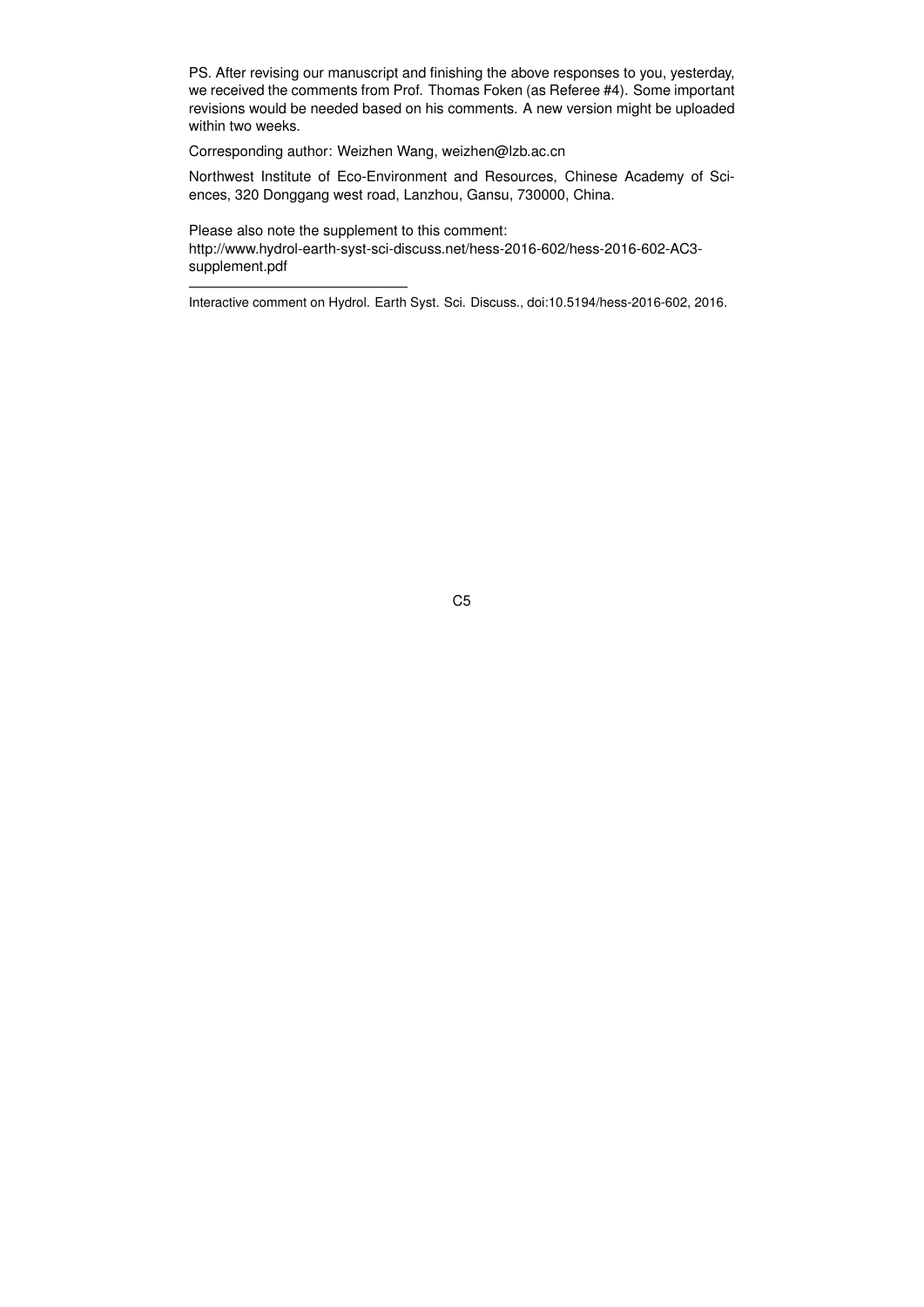PS. After revising our manuscript and finishing the above responses to you, yesterday, we received the comments from Prof. Thomas Foken (as Referee #4). Some important revisions would be needed based on his comments. A new version might be uploaded within two weeks.

Corresponding author: Weizhen Wang, weizhen@lzb.ac.cn

Northwest Institute of Eco-Environment and Resources, Chinese Academy of Sciences, 320 Donggang west road, Lanzhou, Gansu, 730000, China.

Please also note the supplement to this comment:
http://www.hydrol-earth-syst-sci-discuss.net/hess-2016-602/hess-2016-602-AC3-supplement.pdf

---

Interactive comment on Hydrol. Earth Syst. Sci. Discuss., doi:10.5194/hess-2016-602, 2016.